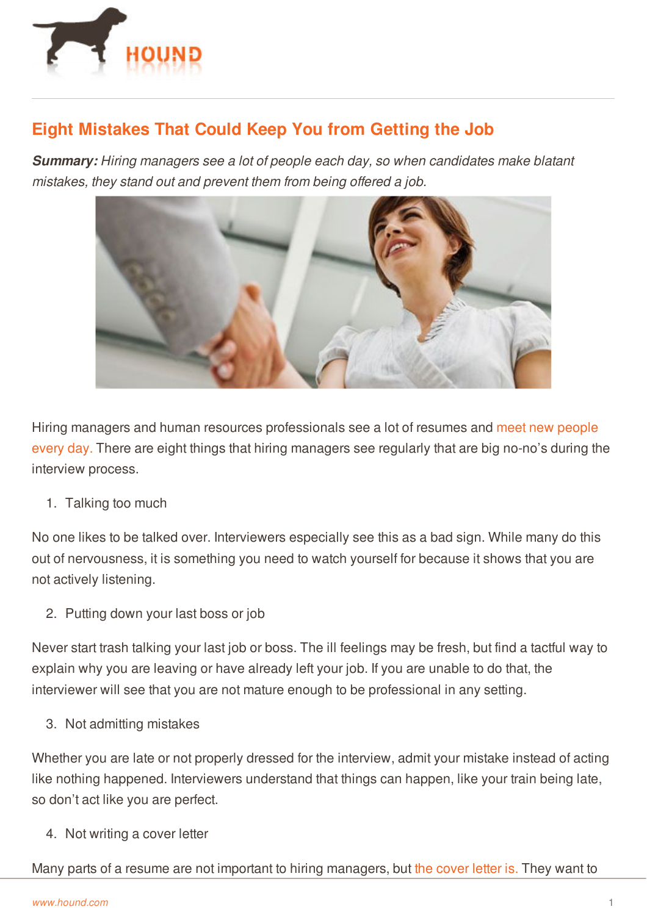# Eight Mistakes That Could Keep You from Getting the Job

***Summary:*** *Hiring managers see a lot of people each day, so when candidates make blatant mistakes, they stand out and prevent them from being offered a job.*

Hiring managers and human resources professionals see a lot of resumes and meet new people every day. There are eight things that hiring managers see regularly that are big no-no's during the interview process.

1. Talking too much

No one likes to be talked over. Interviewers especially see this as a bad sign. While many do this out of nervousness, it is something you need to watch yourself for because it shows that you are not actively listening.

2. Putting down your last boss or job

Never start trash talking your last job or boss. The ill feelings may be fresh, but find a tactful way to explain why you are leaving or have already left your job. If you are unable to do that, the interviewer will see that you are not mature enough to be professional in any setting.

3. Not admitting mistakes

Whether you are late or not properly dressed for the interview, admit your mistake instead of acting like nothing happened. Interviewers understand that things can happen, like your train being late, so don't act like you are perfect.

4. Not writing a cover letter

Many parts of a resume are not important to hiring managers, but the cover letter is. They want to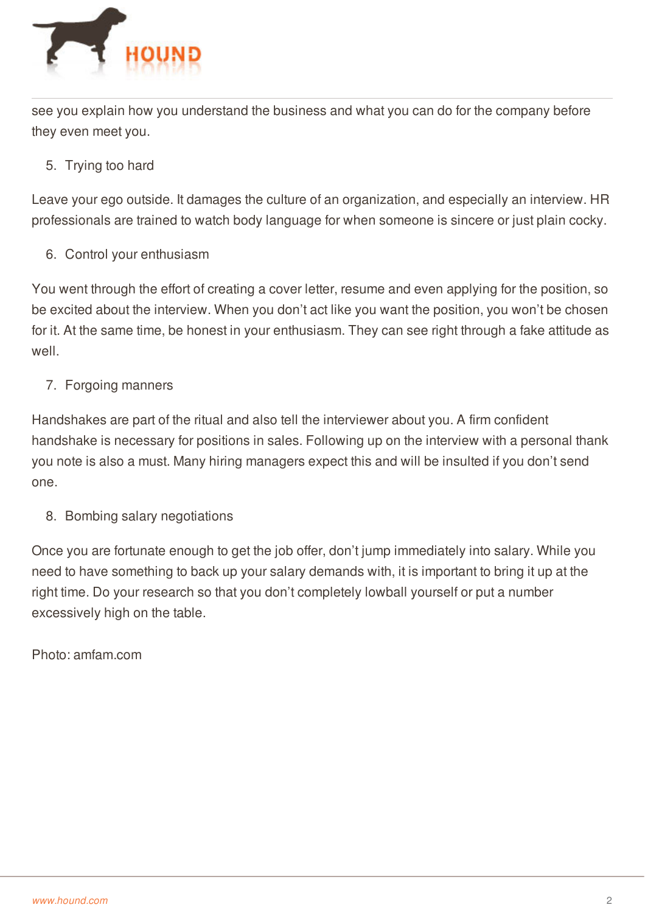see you explain how you understand the business and what you can do for the company before they even meet you.

5. Trying too hard

Leave your ego outside. It damages the culture of an organization, and especially an interview. HR professionals are trained to watch body language for when someone is sincere or just plain cocky.

6. Control your enthusiasm

You went through the effort of creating a cover letter, resume and even applying for the position, so be excited about the interview. When you don't act like you want the position, you won't be chosen for it. At the same time, be honest in your enthusiasm. They can see right through a fake attitude as well.

7. Forgoing manners

Handshakes are part of the ritual and also tell the interviewer about you. A firm confident handshake is necessary for positions in sales. Following up on the interview with a personal thank you note is also a must. Many hiring managers expect this and will be insulted if you don't send one.

8. Bombing salary negotiations

Once you are fortunate enough to get the job offer, don't jump immediately into salary. While you need to have something to back up your salary demands with, it is important to bring it up at the right time. Do your research so that you don't completely lowball yourself or put a number excessively high on the table.

Photo: amfam.com